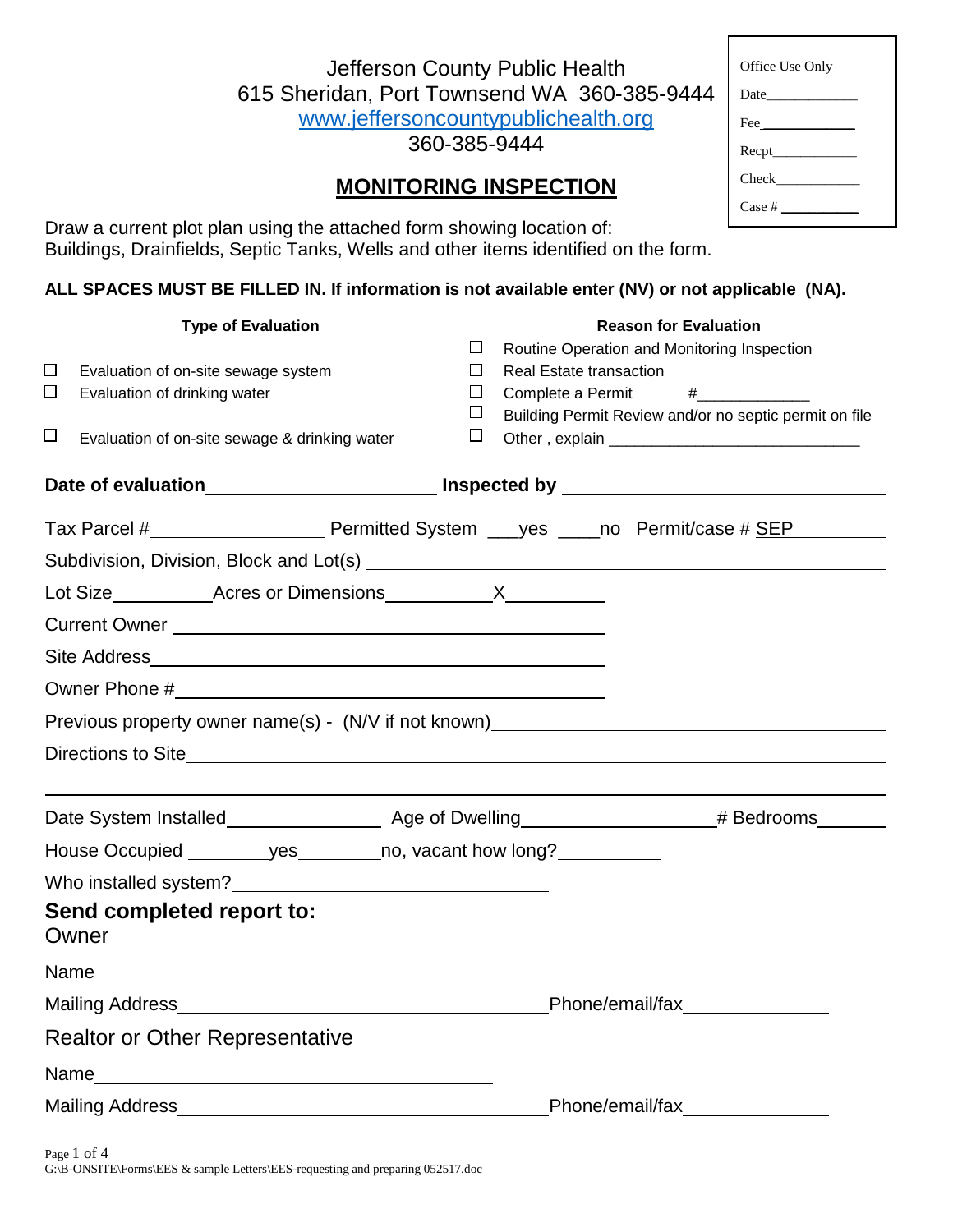Jefferson County Public Health
615 Sheridan, Port Townsend WA 360-385-9444
www.jeffersoncountypublichealth.org
360-385-9444

| Office Use Only |
|---|
| Date____________ |
| Fee____________ |
| Recpt____________ |
| Check____________ |
| Case # __________ |

# MONITORING INSPECTION

Draw a current plot plan using the attached form showing location of:
Buildings, Drainfields, Septic Tanks, Wells and other items identified on the form.

**ALL SPACES MUST BE FILLED IN. If information is not available enter (NV) or not applicable (NA).**

**Type of Evaluation**

- ☐ Evaluation of on-site sewage system
- ☐ Evaluation of drinking water
- ☐ Evaluation of on-site sewage & drinking water

**Reason for Evaluation**

- ☐ Routine Operation and Monitoring Inspection
- ☐ Real Estate transaction
- ☐ Complete a Permit #____________
- ☐ Building Permit Review and/or no septic permit on file
- ☐ Other , explain ____________________________

**Date of evaluation**____________________ **Inspected by** ____________________________

Tax Parcel #________________ Permitted System ___yes ____no Permit/case # SEP_________

Subdivision, Division, Block and Lot(s) ____________________________________________

Lot Size__________Acres or Dimensions__________X__________

Current Owner ________________________________________

Site Address________________________________________

Owner Phone #________________________________________

Previous property owner name(s) - (N/V if not known)________________________________

Directions to Site____________________________________________________________

______________________________________________________________________

Date System Installed______________ Age of Dwelling_________________ # Bedrooms______

House Occupied ________yes________no, vacant how long?__________

Who installed system?______________________________

## Send completed report to:

Owner

Name____________________________________

Mailing Address______________________________ Phone/email/fax______________

Realtor or Other Representative

Name____________________________________

Mailing Address______________________________ Phone/email/fax______________

G:\B-ONSITE\Forms\EES & sample Letters\EES-requesting and preparing 052517.doc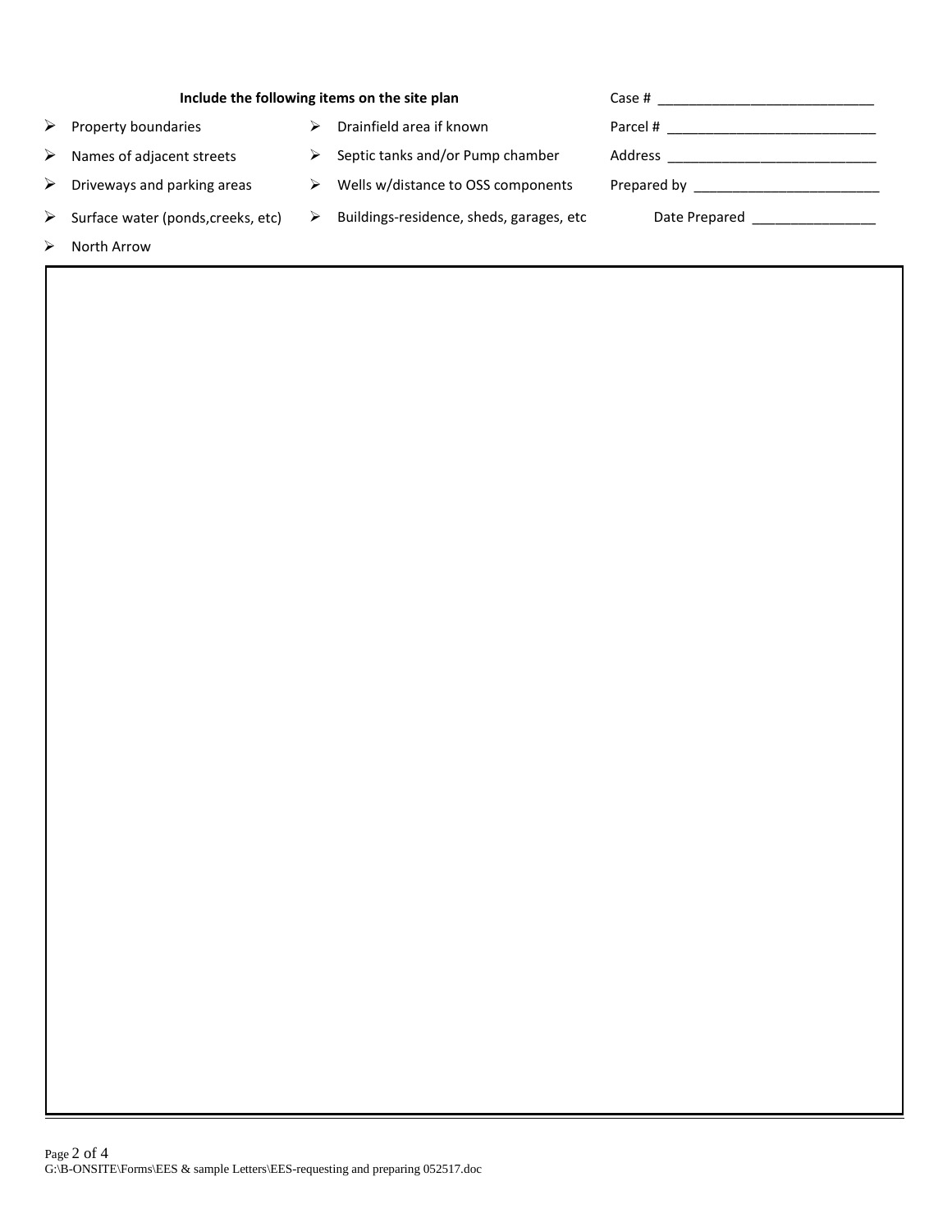**Include the following items on the site plan**

- Property boundaries
- Names of adjacent streets
- Driveways and parking areas
- Surface water (ponds,creeks, etc)
- North Arrow
- Drainfield area if known
- Septic tanks and/or Pump chamber
- Wells w/distance to OSS components
- Buildings-residence, sheds, garages, etc

Case # ____________________________

Parcel # ___________________________

Address ___________________________

Prepared by ________________________

Date Prepared _______________

G:\B-ONSITE\Forms\EES & sample Letters\EES-requesting and preparing 052517.doc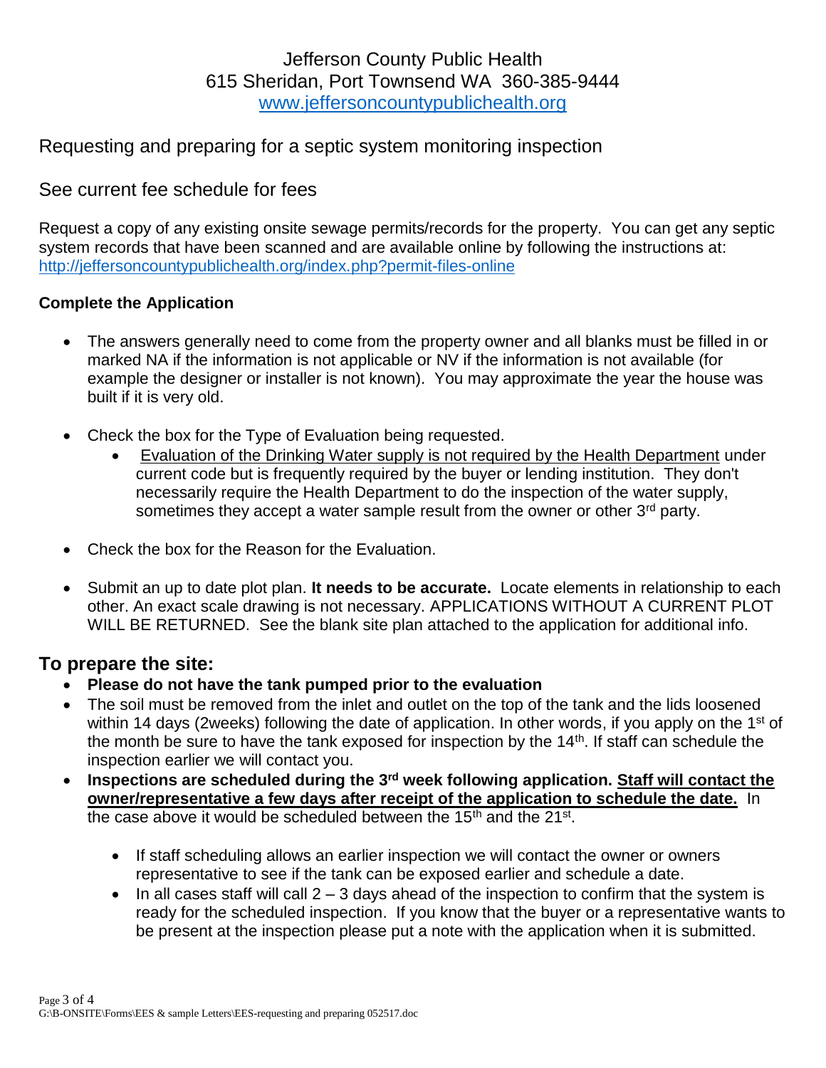Jefferson County Public Health
615 Sheridan, Port Townsend WA 360-385-9444
www.jeffersoncountypublichealth.org

## Requesting and preparing for a septic system monitoring inspection

## See current fee schedule for fees

Request a copy of any existing onsite sewage permits/records for the property. You can get any septic system records that have been scanned and are available online by following the instructions at: http://jeffersoncountypublichealth.org/index.php?permit-files-online

**Complete the Application**

- The answers generally need to come from the property owner and all blanks must be filled in or marked NA if the information is not applicable or NV if the information is not available (for example the designer or installer is not known). You may approximate the year the house was built if it is very old.
- Check the box for the Type of Evaluation being requested.
    - Evaluation of the Drinking Water supply is not required by the Health Department under current code but is frequently required by the buyer or lending institution. They don't necessarily require the Health Department to do the inspection of the water supply, sometimes they accept a water sample result from the owner or other 3rd party.
- Check the box for the Reason for the Evaluation.
- Submit an up to date plot plan. **It needs to be accurate.** Locate elements in relationship to each other. An exact scale drawing is not necessary. APPLICATIONS WITHOUT A CURRENT PLOT WILL BE RETURNED. See the blank site plan attached to the application for additional info.

## To prepare the site:

- **Please do not have the tank pumped prior to the evaluation**
- The soil must be removed from the inlet and outlet on the top of the tank and the lids loosened within 14 days (2weeks) following the date of application. In other words, if you apply on the 1st of the month be sure to have the tank exposed for inspection by the 14th. If staff can schedule the inspection earlier we will contact you.
- **Inspections are scheduled during the 3rd week following application. Staff will contact the owner/representative a few days after receipt of the application to schedule the date.** In the case above it would be scheduled between the 15th and the 21st.
    - If staff scheduling allows an earlier inspection we will contact the owner or owners representative to see if the tank can be exposed earlier and schedule a date.
    - In all cases staff will call 2 – 3 days ahead of the inspection to confirm that the system is ready for the scheduled inspection. If you know that the buyer or a representative wants to be present at the inspection please put a note with the application when it is submitted.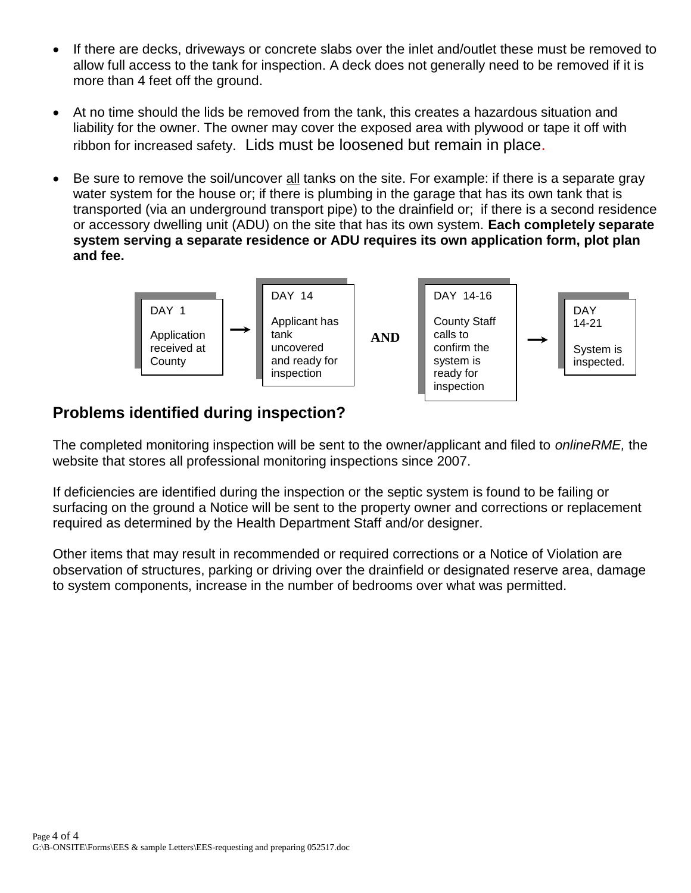- If there are decks, driveways or concrete slabs over the inlet and/outlet these must be removed to allow full access to the tank for inspection. A deck does not generally need to be removed if it is more than 4 feet off the ground.

- At no time should the lids be removed from the tank, this creates a hazardous situation and liability for the owner. The owner may cover the exposed area with plywood or tape it off with ribbon for increased safety. Lids must be loosened but remain in place.

- Be sure to remove the soil/uncover all tanks on the site. For example: if there is a separate gray water system for the house or; if there is plumbing in the garage that has its own tank that is transported (via an underground transport pipe) to the drainfield or; if there is a second residence or accessory dwelling unit (ADU) on the site that has its own system. **Each completely separate system serving a separate residence or ADU requires its own application form, plot plan and fee.**

DAY 1

Application received at County

→

DAY 14

Applicant has tank uncovered and ready for inspection

**AND**

DAY 14-16

County Staff calls to confirm the system is ready for inspection

→

DAY 14-21

System is inspected.

## Problems identified during inspection?

The completed monitoring inspection will be sent to the owner/applicant and filed to *onlineRME,* the website that stores all professional monitoring inspections since 2007.

If deficiencies are identified during the inspection or the septic system is found to be failing or surfacing on the ground a Notice will be sent to the property owner and corrections or replacement required as determined by the Health Department Staff and/or designer.

Other items that may result in recommended or required corrections or a Notice of Violation are observation of structures, parking or driving over the drainfield or designated reserve area, damage to system components, increase in the number of bedrooms over what was permitted.

G:\B-ONSITE\Forms\EES & sample Letters\EES-requesting and preparing 052517.doc